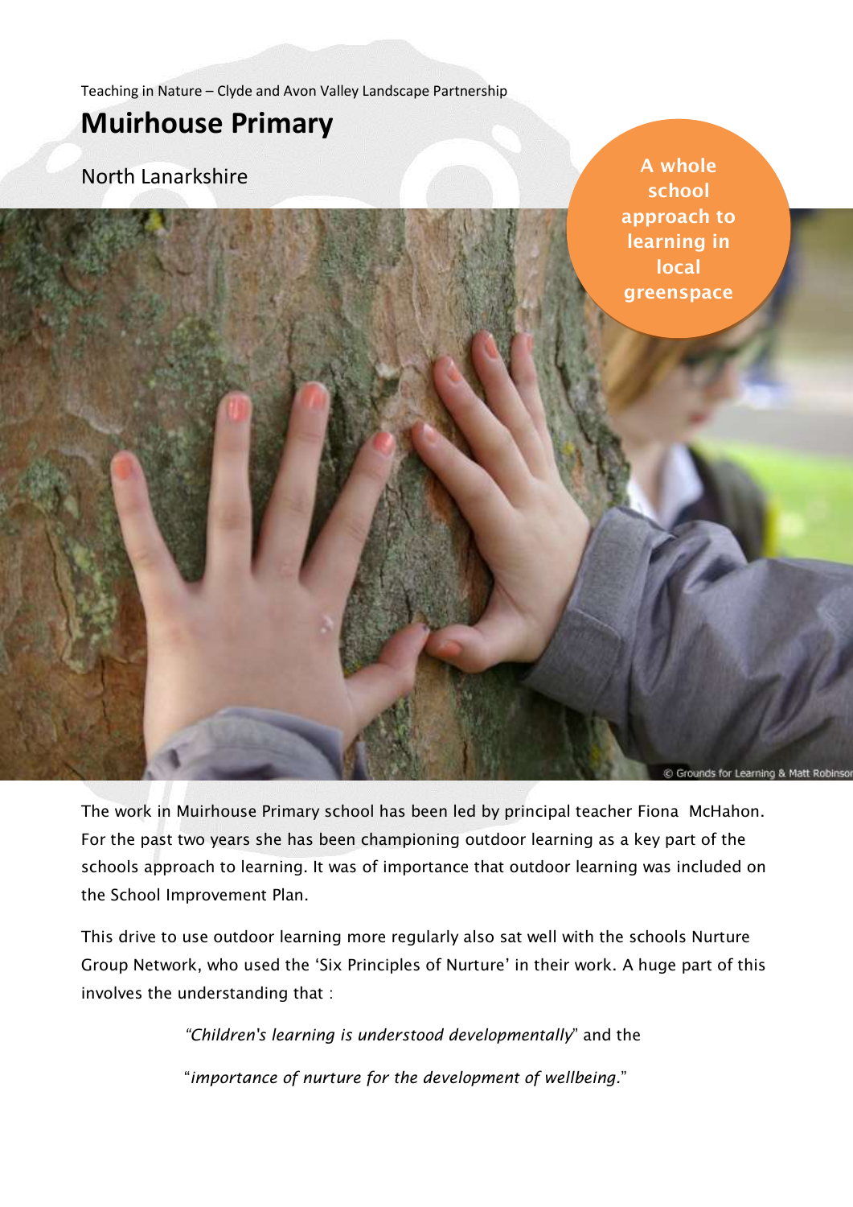Teaching in Nature – Clyde and Avon Valley Landscape Partnership

# Muirhouse Primary

North Lanarkshire

**A whole school approach to learning in local greenspace**

© Grounds for Learning & Matt Robinson

The work in Muirhouse Primary school has been led by principal teacher Fiona McHahon. For the past two years she has been championing outdoor learning as a key part of the schools approach to learning. It was of importance that outdoor learning was included on the School Improvement Plan.

This drive to use outdoor learning more regularly also sat well with the schools Nurture Group Network, who used the 'Six Principles of Nurture' in their work. A huge part of this involves the understanding that :

> *"Children's learning is understood developmentally*" and the
>
> "*importance of nurture for the development of wellbeing.*"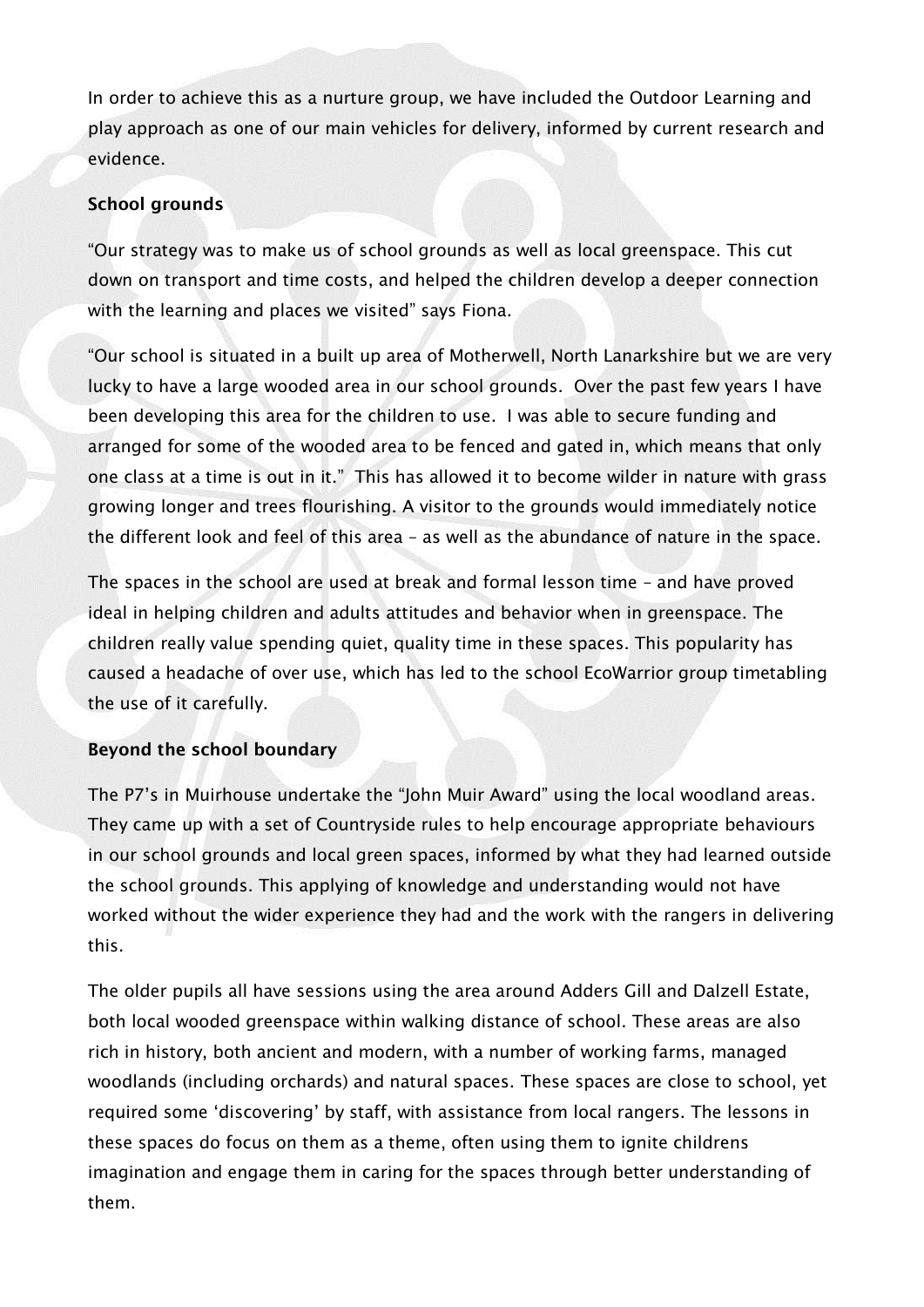In order to achieve this as a nurture group, we have included the Outdoor Learning and play approach as one of our main vehicles for delivery, informed by current research and evidence.

**School grounds**

“Our strategy was to make us of school grounds as well as local greenspace. This cut down on transport and time costs, and helped the children develop a deeper connection with the learning and places we visited” says Fiona.

“Our school is situated in a built up area of Motherwell, North Lanarkshire but we are very lucky to have a large wooded area in our school grounds. Over the past few years I have been developing this area for the children to use. I was able to secure funding and arranged for some of the wooded area to be fenced and gated in, which means that only one class at a time is out in it.” This has allowed it to become wilder in nature with grass growing longer and trees flourishing. A visitor to the grounds would immediately notice the different look and feel of this area – as well as the abundance of nature in the space.

The spaces in the school are used at break and formal lesson time – and have proved ideal in helping children and adults attitudes and behavior when in greenspace. The children really value spending quiet, quality time in these spaces. This popularity has caused a headache of over use, which has led to the school EcoWarrior group timetabling the use of it carefully.

**Beyond the school boundary**

The P7’s in Muirhouse undertake the “John Muir Award” using the local woodland areas. They came up with a set of Countryside rules to help encourage appropriate behaviours in our school grounds and local green spaces, informed by what they had learned outside the school grounds. This applying of knowledge and understanding would not have worked without the wider experience they had and the work with the rangers in delivering this.

The older pupils all have sessions using the area around Adders Gill and Dalzell Estate, both local wooded greenspace within walking distance of school. These areas are also rich in history, both ancient and modern, with a number of working farms, managed woodlands (including orchards) and natural spaces. These spaces are close to school, yet required some ‘discovering’ by staff, with assistance from local rangers. The lessons in these spaces do focus on them as a theme, often using them to ignite childrens imagination and engage them in caring for the spaces through better understanding of them.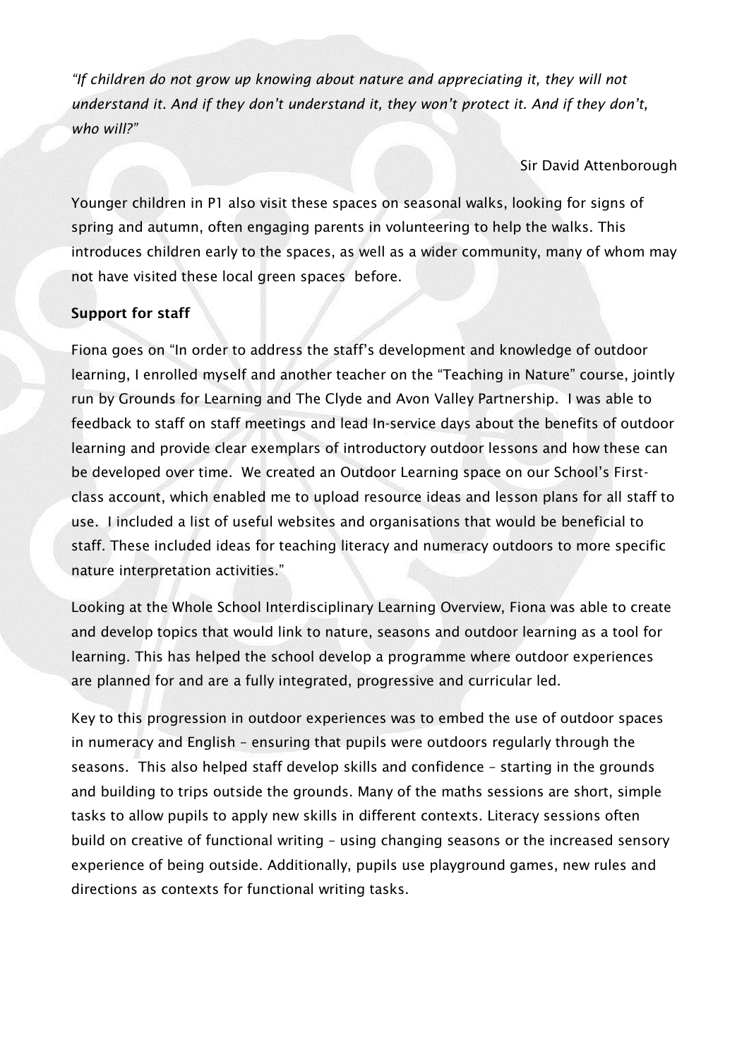*"If children do not grow up knowing about nature and appreciating it, they will not understand it. And if they don't understand it, they won't protect it. And if they don't, who will?"*

Sir David Attenborough

Younger children in P1 also visit these spaces on seasonal walks, looking for signs of spring and autumn, often engaging parents in volunteering to help the walks. This introduces children early to the spaces, as well as a wider community, many of whom may not have visited these local green spaces before.

**Support for staff**

Fiona goes on "In order to address the staff's development and knowledge of outdoor learning, I enrolled myself and another teacher on the "Teaching in Nature" course, jointly run by Grounds for Learning and The Clyde and Avon Valley Partnership. I was able to feedback to staff on staff meetings and lead In-service days about the benefits of outdoor learning and provide clear exemplars of introductory outdoor lessons and how these can be developed over time. We created an Outdoor Learning space on our School's First-class account, which enabled me to upload resource ideas and lesson plans for all staff to use. I included a list of useful websites and organisations that would be beneficial to staff. These included ideas for teaching literacy and numeracy outdoors to more specific nature interpretation activities."

Looking at the Whole School Interdisciplinary Learning Overview, Fiona was able to create and develop topics that would link to nature, seasons and outdoor learning as a tool for learning. This has helped the school develop a programme where outdoor experiences are planned for and are a fully integrated, progressive and curricular led.

Key to this progression in outdoor experiences was to embed the use of outdoor spaces in numeracy and English – ensuring that pupils were outdoors regularly through the seasons. This also helped staff develop skills and confidence – starting in the grounds and building to trips outside the grounds. Many of the maths sessions are short, simple tasks to allow pupils to apply new skills in different contexts. Literacy sessions often build on creative of functional writing – using changing seasons or the increased sensory experience of being outside. Additionally, pupils use playground games, new rules and directions as contexts for functional writing tasks.